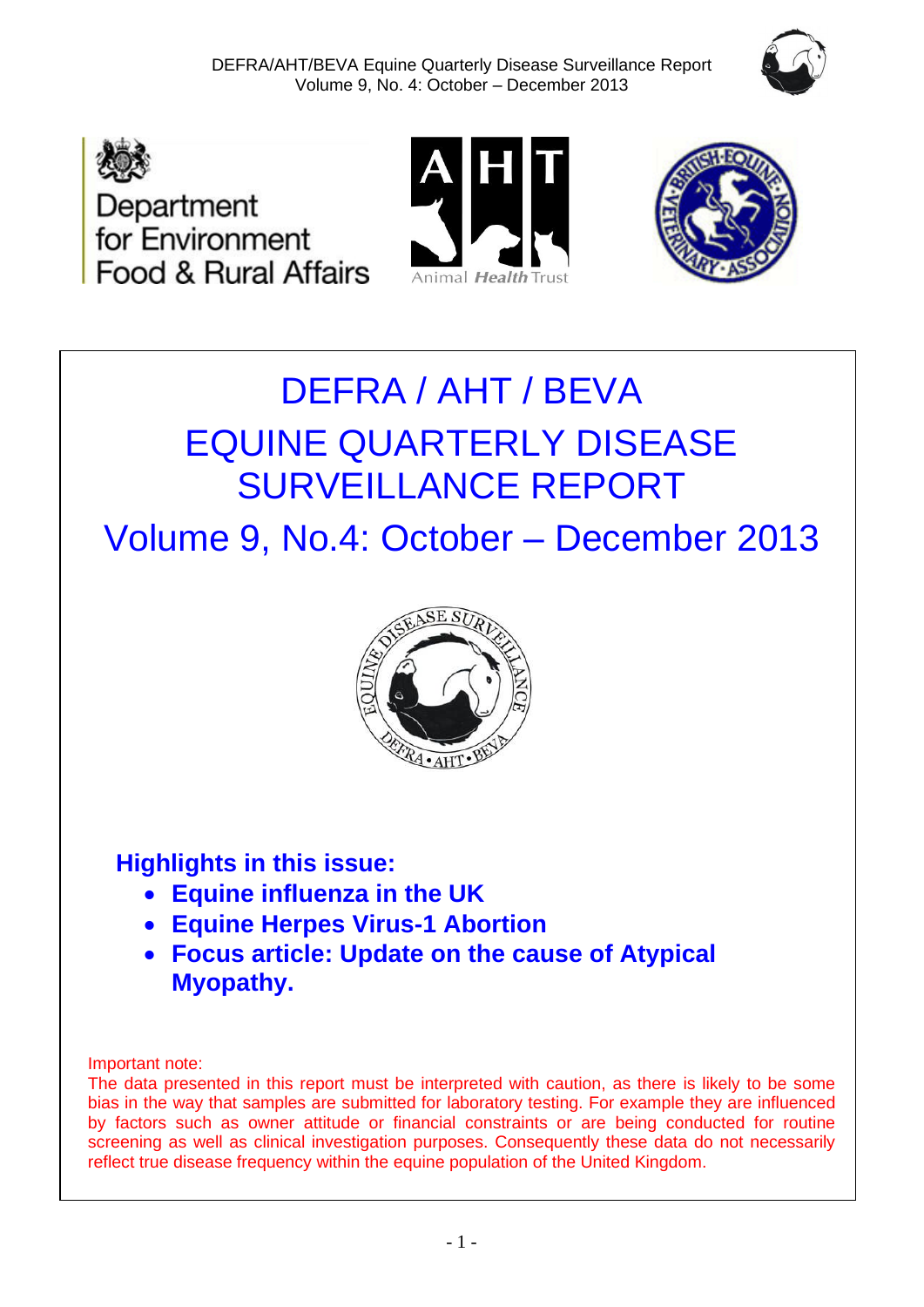# DEFRA / AHT / BEVA

# EQUINE QUARTERLY DISEASE SURVEILLANCE REPORT

## Volume 9, No.4: October – December 2013

**Highlights in this issue:**

- **Equine influenza in the UK**
- **Equine Herpes Virus-1 Abortion**
- **Focus article: Update on the cause of Atypical Myopathy.**

Important note:

The data presented in this report must be interpreted with caution, as there is likely to be some bias in the way that samples are submitted for laboratory testing. For example they are influenced by factors such as owner attitude or financial constraints or are being conducted for routine screening as well as clinical investigation purposes. Consequently these data do not necessarily reflect true disease frequency within the equine population of the United Kingdom.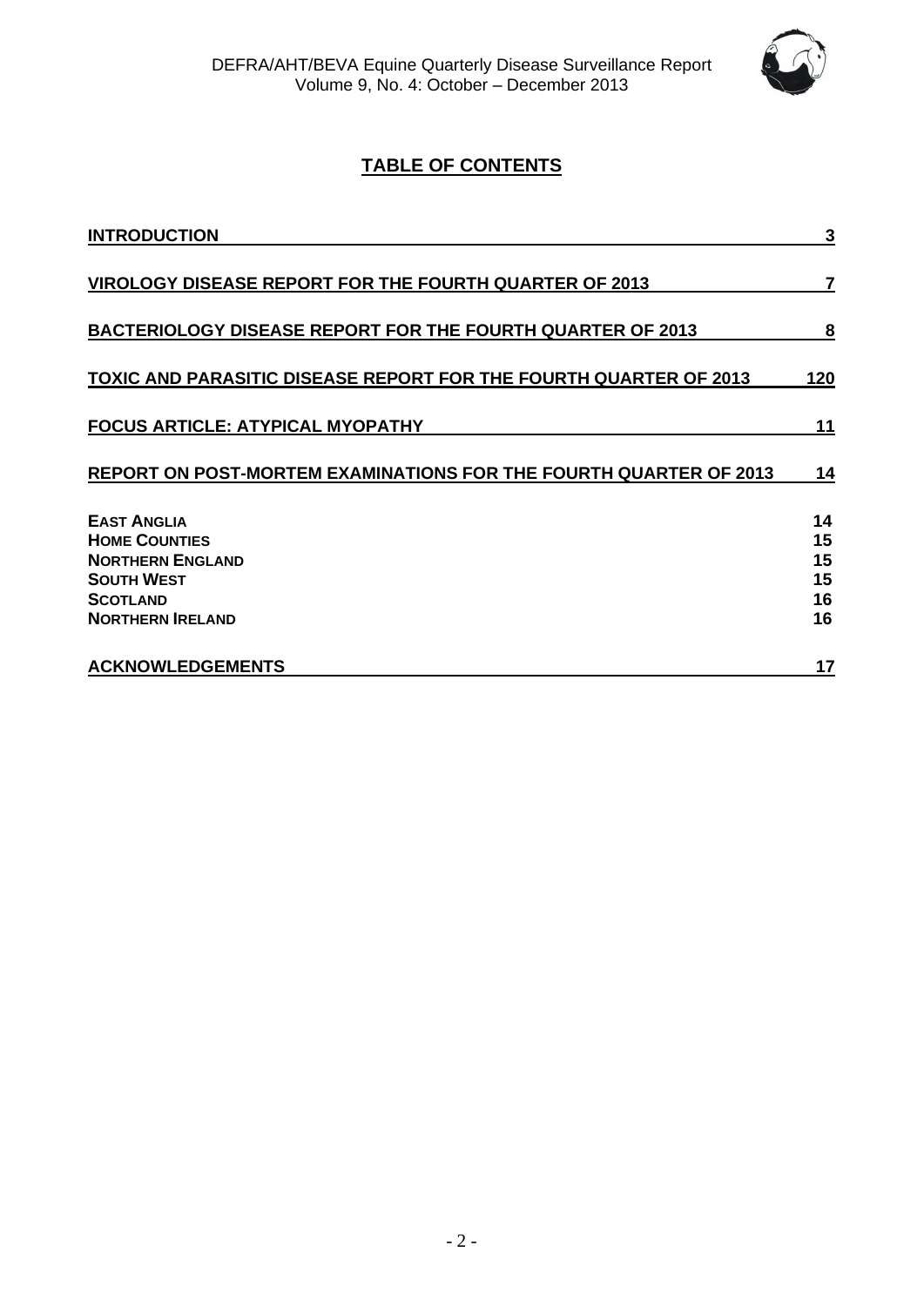# TABLE OF CONTENTS

| | |
|---|---|
| **INTRODUCTION** | 3 |
| **VIROLOGY DISEASE REPORT FOR THE FOURTH QUARTER OF 2013** | 7 |
| **BACTERIOLOGY DISEASE REPORT FOR THE FOURTH QUARTER OF 2013** | 8 |
| **TOXIC AND PARASITIC DISEASE REPORT FOR THE FOURTH QUARTER OF 2013** | 120 |
| **FOCUS ARTICLE: ATYPICAL MYOPATHY** | 11 |
| **REPORT ON POST-MORTEM EXAMINATIONS FOR THE FOURTH QUARTER OF 2013** | 14 |
| **EAST ANGLIA** | 14 |
| **HOME COUNTIES** | 15 |
| **NORTHERN ENGLAND** | 15 |
| **SOUTH WEST** | 15 |
| **SCOTLAND** | 16 |
| **NORTHERN IRELAND** | 16 |
| **ACKNOWLEDGEMENTS** | 17 |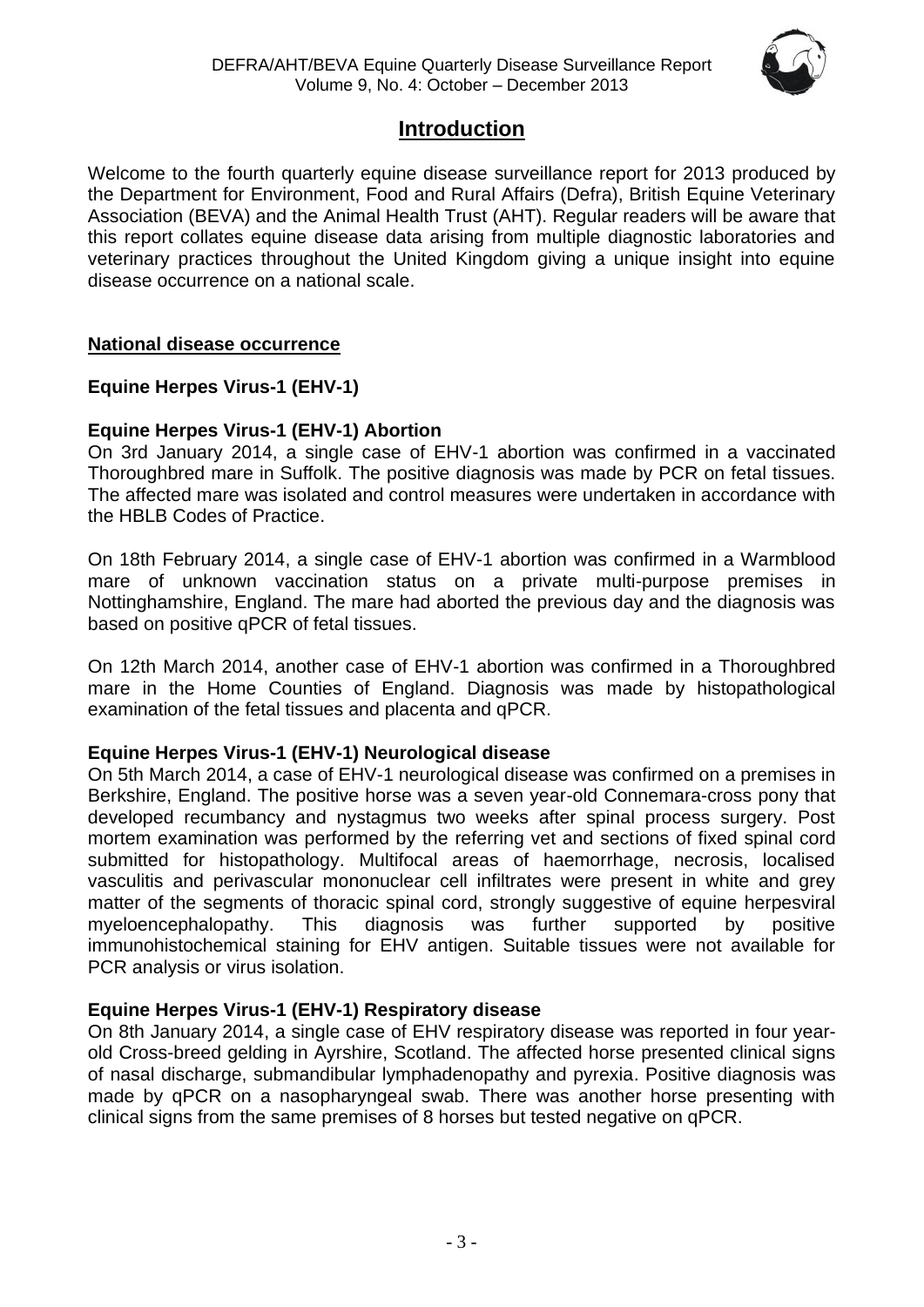# Introduction

Welcome to the fourth quarterly equine disease surveillance report for 2013 produced by the Department for Environment, Food and Rural Affairs (Defra), British Equine Veterinary Association (BEVA) and the Animal Health Trust (AHT). Regular readers will be aware that this report collates equine disease data arising from multiple diagnostic laboratories and veterinary practices throughout the United Kingdom giving a unique insight into equine disease occurrence on a national scale.

## National disease occurrence

### Equine Herpes Virus-1 (EHV-1)

#### Equine Herpes Virus-1 (EHV-1) Abortion

On 3rd January 2014, a single case of EHV-1 abortion was confirmed in a vaccinated Thoroughbred mare in Suffolk. The positive diagnosis was made by PCR on fetal tissues. The affected mare was isolated and control measures were undertaken in accordance with the HBLB Codes of Practice.

On 18th February 2014, a single case of EHV-1 abortion was confirmed in a Warmblood mare of unknown vaccination status on a private multi-purpose premises in Nottinghamshire, England. The mare had aborted the previous day and the diagnosis was based on positive qPCR of fetal tissues.

On 12th March 2014, another case of EHV-1 abortion was confirmed in a Thoroughbred mare in the Home Counties of England. Diagnosis was made by histopathological examination of the fetal tissues and placenta and qPCR.

#### Equine Herpes Virus-1 (EHV-1) Neurological disease

On 5th March 2014, a case of EHV-1 neurological disease was confirmed on a premises in Berkshire, England. The positive horse was a seven year-old Connemara-cross pony that developed recumbancy and nystagmus two weeks after spinal process surgery. Post mortem examination was performed by the referring vet and sections of fixed spinal cord submitted for histopathology. Multifocal areas of haemorrhage, necrosis, localised vasculitis and perivascular mononuclear cell infiltrates were present in white and grey matter of the segments of thoracic spinal cord, strongly suggestive of equine herpesviral myeloencephalopathy. This diagnosis was further supported by positive immunohistochemical staining for EHV antigen. Suitable tissues were not available for PCR analysis or virus isolation.

#### Equine Herpes Virus-1 (EHV-1) Respiratory disease

On 8th January 2014, a single case of EHV respiratory disease was reported in four year-old Cross-breed gelding in Ayrshire, Scotland. The affected horse presented clinical signs of nasal discharge, submandibular lymphadenopathy and pyrexia. Positive diagnosis was made by qPCR on a nasopharyngeal swab. There was another horse presenting with clinical signs from the same premises of 8 horses but tested negative on qPCR.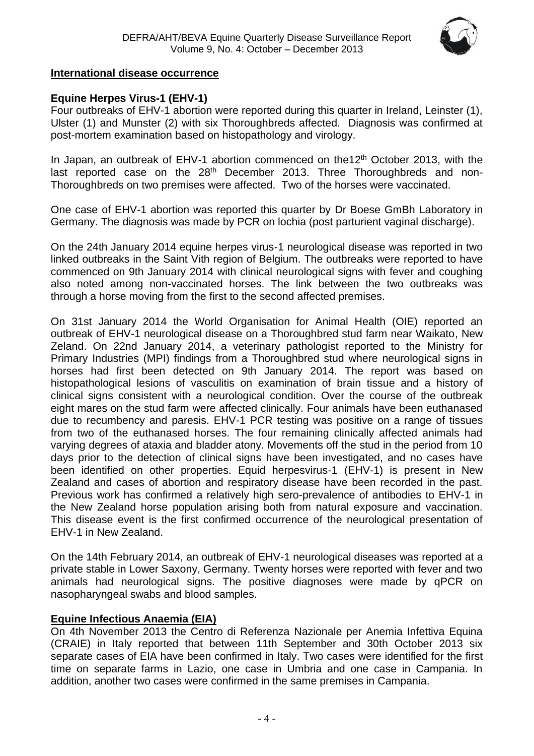## International disease occurrence

### Equine Herpes Virus-1 (EHV-1)

Four outbreaks of EHV-1 abortion were reported during this quarter in Ireland, Leinster (1), Ulster (1) and Munster (2) with six Thoroughbreds affected. Diagnosis was confirmed at post-mortem examination based on histopathology and virology.

In Japan, an outbreak of EHV-1 abortion commenced on the12th October 2013, with the last reported case on the 28th December 2013. Three Thoroughbreds and non-Thoroughbreds on two premises were affected. Two of the horses were vaccinated.

One case of EHV-1 abortion was reported this quarter by Dr Boese GmBh Laboratory in Germany. The diagnosis was made by PCR on lochia (post parturient vaginal discharge).

On the 24th January 2014 equine herpes virus-1 neurological disease was reported in two linked outbreaks in the Saint Vith region of Belgium. The outbreaks were reported to have commenced on 9th January 2014 with clinical neurological signs with fever and coughing also noted among non-vaccinated horses. The link between the two outbreaks was through a horse moving from the first to the second affected premises.

On 31st January 2014 the World Organisation for Animal Health (OIE) reported an outbreak of EHV-1 neurological disease on a Thoroughbred stud farm near Waikato, New Zeland. On 22nd January 2014, a veterinary pathologist reported to the Ministry for Primary Industries (MPI) findings from a Thoroughbred stud where neurological signs in horses had first been detected on 9th January 2014. The report was based on histopathological lesions of vasculitis on examination of brain tissue and a history of clinical signs consistent with a neurological condition. Over the course of the outbreak eight mares on the stud farm were affected clinically. Four animals have been euthanased due to recumbency and paresis. EHV-1 PCR testing was positive on a range of tissues from two of the euthanased horses. The four remaining clinically affected animals had varying degrees of ataxia and bladder atony. Movements off the stud in the period from 10 days prior to the detection of clinical signs have been investigated, and no cases have been identified on other properties. Equid herpesvirus-1 (EHV-1) is present in New Zealand and cases of abortion and respiratory disease have been recorded in the past. Previous work has confirmed a relatively high sero-prevalence of antibodies to EHV-1 in the New Zealand horse population arising both from natural exposure and vaccination. This disease event is the first confirmed occurrence of the neurological presentation of EHV-1 in New Zealand.

On the 14th February 2014, an outbreak of EHV-1 neurological diseases was reported at a private stable in Lower Saxony, Germany. Twenty horses were reported with fever and two animals had neurological signs. The positive diagnoses were made by qPCR on nasopharyngeal swabs and blood samples.

### Equine Infectious Anaemia (EIA)

On 4th November 2013 the Centro di Referenza Nazionale per Anemia Infettiva Equina (CRAIE) in Italy reported that between 11th September and 30th October 2013 six separate cases of EIA have been confirmed in Italy. Two cases were identified for the first time on separate farms in Lazio, one case in Umbria and one case in Campania. In addition, another two cases were confirmed in the same premises in Campania.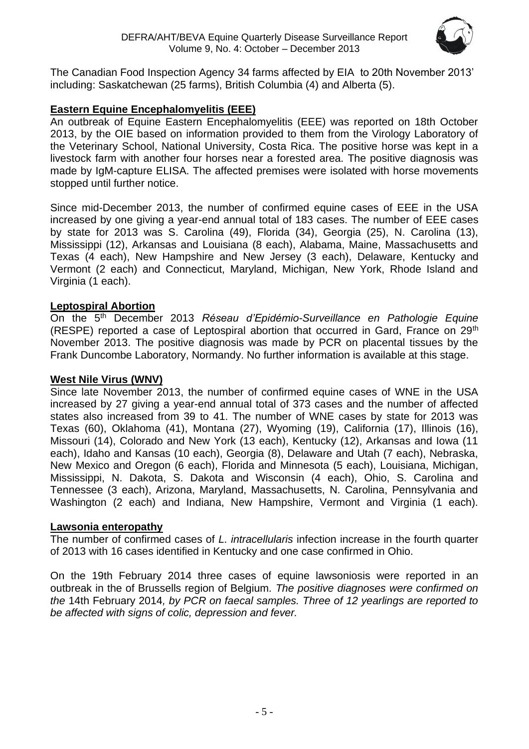The Canadian Food Inspection Agency 34 farms affected by EIA to 20th November 2013' including: Saskatchewan (25 farms), British Columbia (4) and Alberta (5).

## Eastern Equine Encephalomyelitis (EEE)

An outbreak of Equine Eastern Encephalomyelitis (EEE) was reported on 18th October 2013, by the OIE based on information provided to them from the Virology Laboratory of the Veterinary School, National University, Costa Rica. The positive horse was kept in a livestock farm with another four horses near a forested area. The positive diagnosis was made by IgM-capture ELISA. The affected premises were isolated with horse movements stopped until further notice.

Since mid-December 2013, the number of confirmed equine cases of EEE in the USA increased by one giving a year-end annual total of 183 cases. The number of EEE cases by state for 2013 was S. Carolina (49), Florida (34), Georgia (25), N. Carolina (13), Mississippi (12), Arkansas and Louisiana (8 each), Alabama, Maine, Massachusetts and Texas (4 each), New Hampshire and New Jersey (3 each), Delaware, Kentucky and Vermont (2 each) and Connecticut, Maryland, Michigan, New York, Rhode Island and Virginia (1 each).

## Leptospiral Abortion

On the 5th December 2013 *Réseau d'Epidémio-Surveillance en Pathologie Equine* (RESPE) reported a case of Leptospiral abortion that occurred in Gard, France on 29th November 2013. The positive diagnosis was made by PCR on placental tissues by the Frank Duncombe Laboratory, Normandy. No further information is available at this stage.

## West Nile Virus (WNV)

Since late November 2013, the number of confirmed equine cases of WNE in the USA increased by 27 giving a year-end annual total of 373 cases and the number of affected states also increased from 39 to 41. The number of WNE cases by state for 2013 was Texas (60), Oklahoma (41), Montana (27), Wyoming (19), California (17), Illinois (16), Missouri (14), Colorado and New York (13 each), Kentucky (12), Arkansas and Iowa (11 each), Idaho and Kansas (10 each), Georgia (8), Delaware and Utah (7 each), Nebraska, New Mexico and Oregon (6 each), Florida and Minnesota (5 each), Louisiana, Michigan, Mississippi, N. Dakota, S. Dakota and Wisconsin (4 each), Ohio, S. Carolina and Tennessee (3 each), Arizona, Maryland, Massachusetts, N. Carolina, Pennsylvania and Washington (2 each) and Indiana, New Hampshire, Vermont and Virginia (1 each).

## Lawsonia enteropathy

The number of confirmed cases of *L. intracellularis* infection increase in the fourth quarter of 2013 with 16 cases identified in Kentucky and one case confirmed in Ohio.

On the 19th February 2014 three cases of equine lawsoniosis were reported in an outbreak in the of Brussells region of Belgium. *The positive diagnoses were confirmed on the* 14th February 2014*, by PCR on faecal samples. Three of 12 yearlings are reported to be affected with signs of colic, depression and fever.*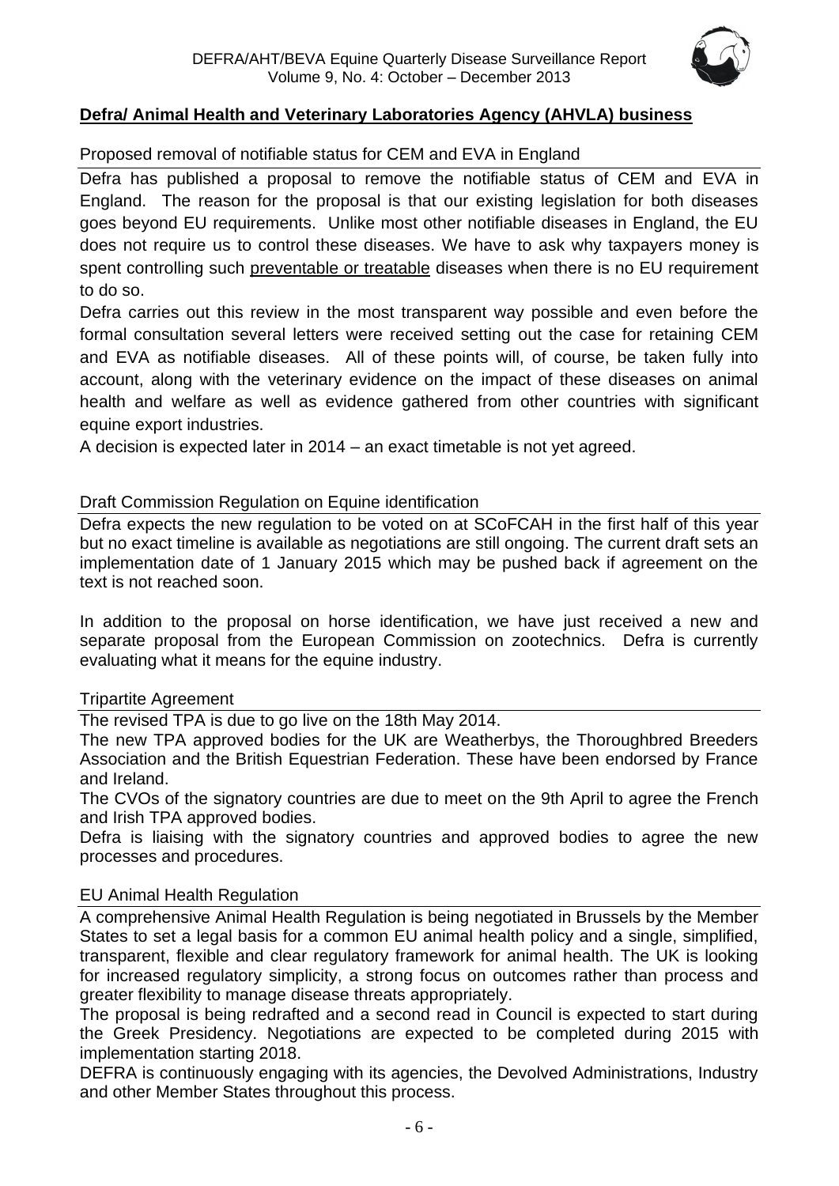## **Defra/ Animal Health and Veterinary Laboratories Agency (AHVLA) business**

### Proposed removal of notifiable status for CEM and EVA in England

Defra has published a proposal to remove the notifiable status of CEM and EVA in England. The reason for the proposal is that our existing legislation for both diseases goes beyond EU requirements. Unlike most other notifiable diseases in England, the EU does not require us to control these diseases. We have to ask why taxpayers money is spent controlling such preventable or treatable diseases when there is no EU requirement to do so.

Defra carries out this review in the most transparent way possible and even before the formal consultation several letters were received setting out the case for retaining CEM and EVA as notifiable diseases. All of these points will, of course, be taken fully into account, along with the veterinary evidence on the impact of these diseases on animal health and welfare as well as evidence gathered from other countries with significant equine export industries.

A decision is expected later in 2014 – an exact timetable is not yet agreed.

### Draft Commission Regulation on Equine identification

Defra expects the new regulation to be voted on at SCoFCAH in the first half of this year but no exact timeline is available as negotiations are still ongoing. The current draft sets an implementation date of 1 January 2015 which may be pushed back if agreement on the text is not reached soon.

In addition to the proposal on horse identification, we have just received a new and separate proposal from the European Commission on zootechnics. Defra is currently evaluating what it means for the equine industry.

### Tripartite Agreement

The revised TPA is due to go live on the 18th May 2014.

The new TPA approved bodies for the UK are Weatherbys, the Thoroughbred Breeders Association and the British Equestrian Federation. These have been endorsed by France and Ireland.

The CVOs of the signatory countries are due to meet on the 9th April to agree the French and Irish TPA approved bodies.

Defra is liaising with the signatory countries and approved bodies to agree the new processes and procedures.

### EU Animal Health Regulation

A comprehensive Animal Health Regulation is being negotiated in Brussels by the Member States to set a legal basis for a common EU animal health policy and a single, simplified, transparent, flexible and clear regulatory framework for animal health. The UK is looking for increased regulatory simplicity, a strong focus on outcomes rather than process and greater flexibility to manage disease threats appropriately.

The proposal is being redrafted and a second read in Council is expected to start during the Greek Presidency. Negotiations are expected to be completed during 2015 with implementation starting 2018.

DEFRA is continuously engaging with its agencies, the Devolved Administrations, Industry and other Member States throughout this process.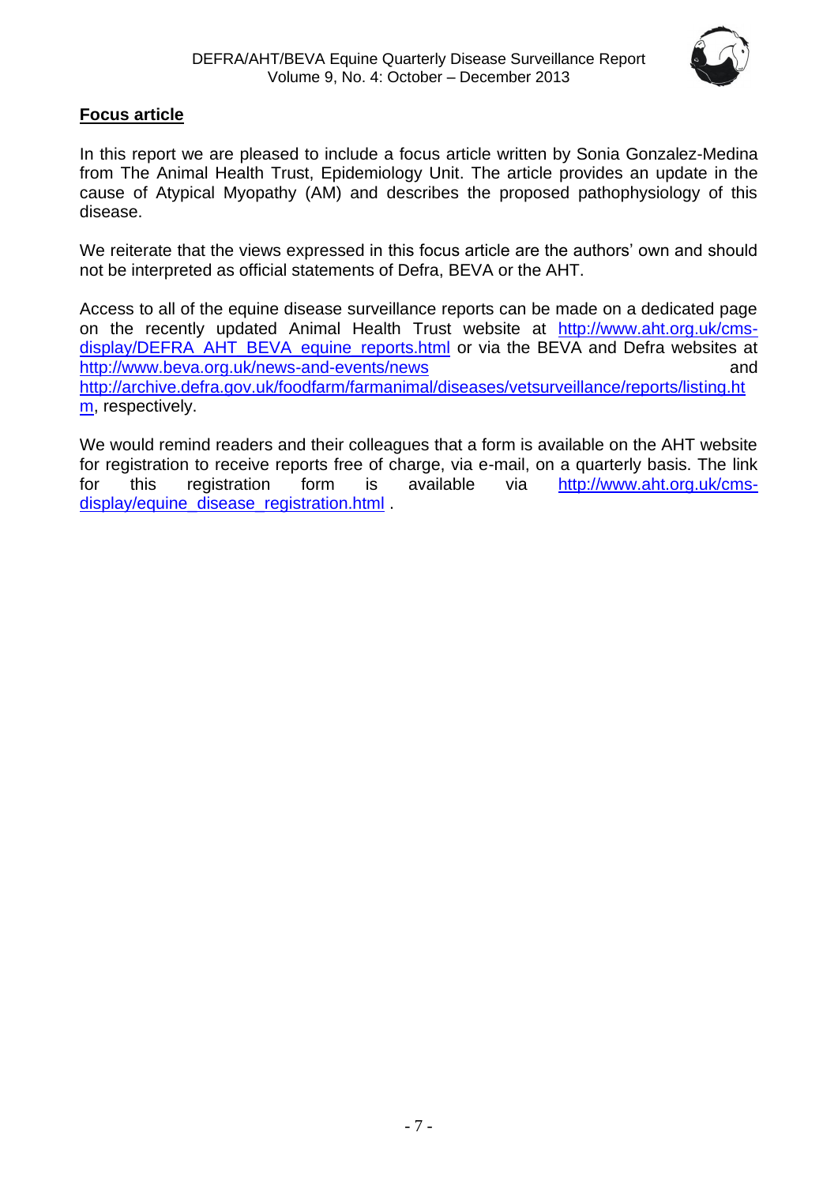## Focus article

In this report we are pleased to include a focus article written by Sonia Gonzalez-Medina from The Animal Health Trust, Epidemiology Unit. The article provides an update in the cause of Atypical Myopathy (AM) and describes the proposed pathophysiology of this disease.

We reiterate that the views expressed in this focus article are the authors' own and should not be interpreted as official statements of Defra, BEVA or the AHT.

Access to all of the equine disease surveillance reports can be made on a dedicated page on the recently updated Animal Health Trust website at http://www.aht.org.uk/cms-display/DEFRA_AHT_BEVA_equine_reports.html or via the BEVA and Defra websites at http://www.beva.org.uk/news-and-events/news and http://archive.defra.gov.uk/foodfarm/farmanimal/diseases/vetsurveillance/reports/listing.htm, respectively.

We would remind readers and their colleagues that a form is available on the AHT website for registration to receive reports free of charge, via e-mail, on a quarterly basis. The link for this registration form is available via http://www.aht.org.uk/cms-display/equine_disease_registration.html .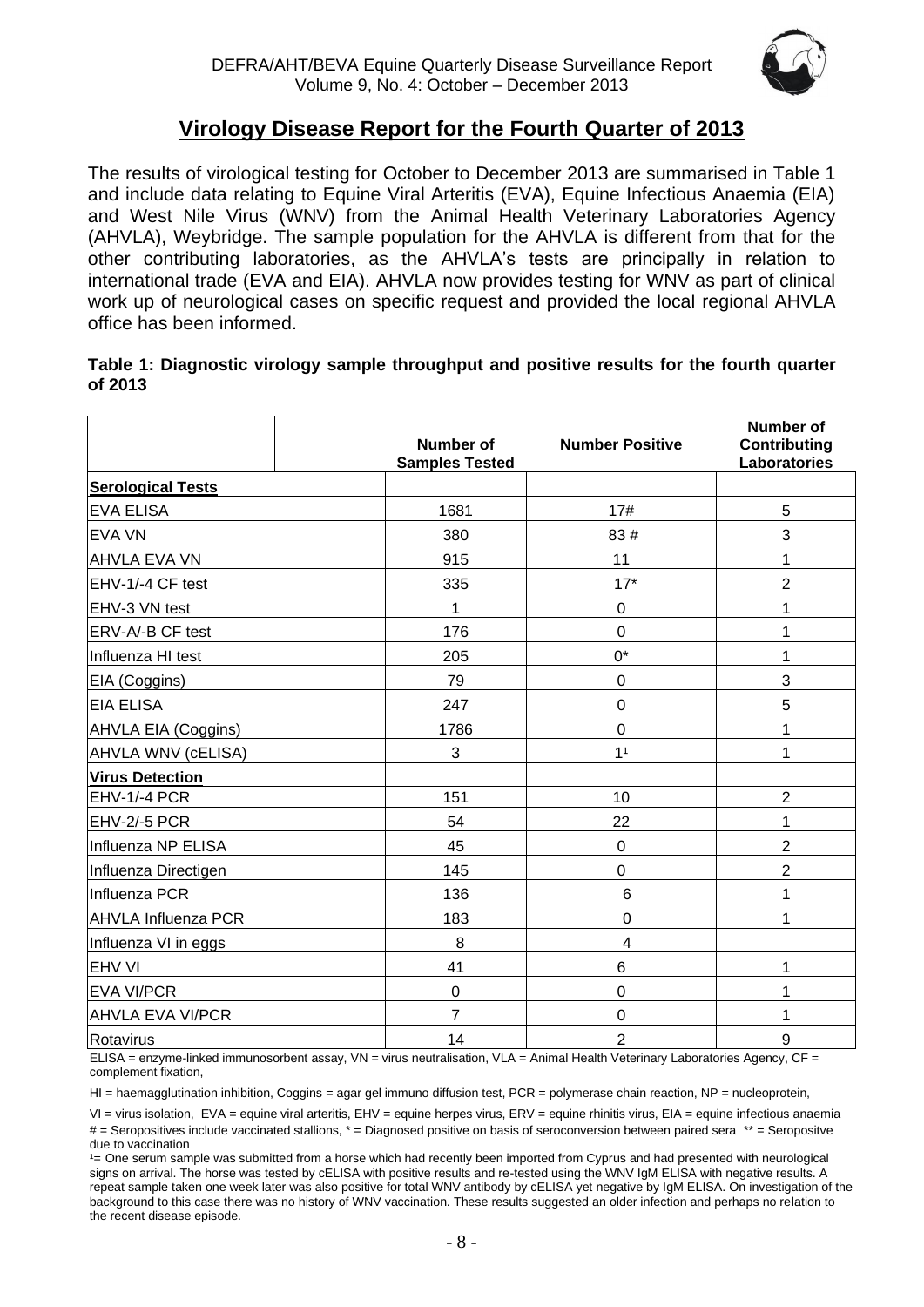## Virology Disease Report for the Fourth Quarter of 2013

The results of virological testing for October to December 2013 are summarised in Table 1 and include data relating to Equine Viral Arteritis (EVA), Equine Infectious Anaemia (EIA) and West Nile Virus (WNV) from the Animal Health Veterinary Laboratories Agency (AHVLA), Weybridge. The sample population for the AHVLA is different from that for the other contributing laboratories, as the AHVLA's tests are principally in relation to international trade (EVA and EIA). AHVLA now provides testing for WNV as part of clinical work up of neurological cases on specific request and provided the local regional AHVLA office has been informed.

**Table 1: Diagnostic virology sample throughput and positive results for the fourth quarter of 2013**

| | Number of Samples Tested | Number Positive | Number of Contributing Laboratories |
|---|---|---|---|
| **Serological Tests** | | | |
| EVA ELISA | 1681 | 17# | 5 |
| EVA VN | 380 | 83 # | 3 |
| AHVLA EVA VN | 915 | 11 | 1 |
| EHV-1/-4 CF test | 335 | 17* | 2 |
| EHV-3 VN test | 1 | 0 | 1 |
| ERV-A/-B CF test | 176 | 0 | 1 |
| Influenza HI test | 205 | 0* | 1 |
| EIA (Coggins) | 79 | 0 | 3 |
| EIA ELISA | 247 | 0 | 5 |
| AHVLA EIA (Coggins) | 1786 | 0 | 1 |
| AHVLA WNV (cELISA) | 3 | 1[1] | 1 |
| **Virus Detection** | | | |
| EHV-1/-4 PCR | 151 | 10 | 2 |
| EHV-2/-5 PCR | 54 | 22 | 1 |
| Influenza NP ELISA | 45 | 0 | 2 |
| Influenza Directigen | 145 | 0 | 2 |
| Influenza PCR | 136 | 6 | 1 |
| AHVLA Influenza PCR | 183 | 0 | 1 |
| Influenza VI in eggs | 8 | 4 | |
| EHV VI | 41 | 6 | 1 |
| EVA VI/PCR | 0 | 0 | 1 |
| AHVLA EVA VI/PCR | 7 | 0 | 1 |
| Rotavirus | 14 | 2 | 9 |

ELISA = enzyme-linked immunosorbent assay, VN = virus neutralisation, VLA = Animal Health Veterinary Laboratories Agency, CF = complement fixation,

HI = haemagglutination inhibition, Coggins = agar gel immuno diffusion test, PCR = polymerase chain reaction, NP = nucleoprotein,

VI = virus isolation, EVA = equine viral arteritis, EHV = equine herpes virus, ERV = equine rhinitis virus, EIA = equine infectious anaemia

# = Seropositives include vaccinated stallions, * = Diagnosed positive on basis of seroconversion between paired sera ** = Seropositve due to vaccination

[1]= One serum sample was submitted from a horse which had recently been imported from Cyprus and had presented with neurological signs on arrival. The horse was tested by cELISA with positive results and re-tested using the WNV IgM ELISA with negative results. A repeat sample taken one week later was also positive for total WNV antibody by cELISA yet negative by IgM ELISA. On investigation of the background to this case there was no history of WNV vaccination. These results suggested an older infection and perhaps no relation to the recent disease episode.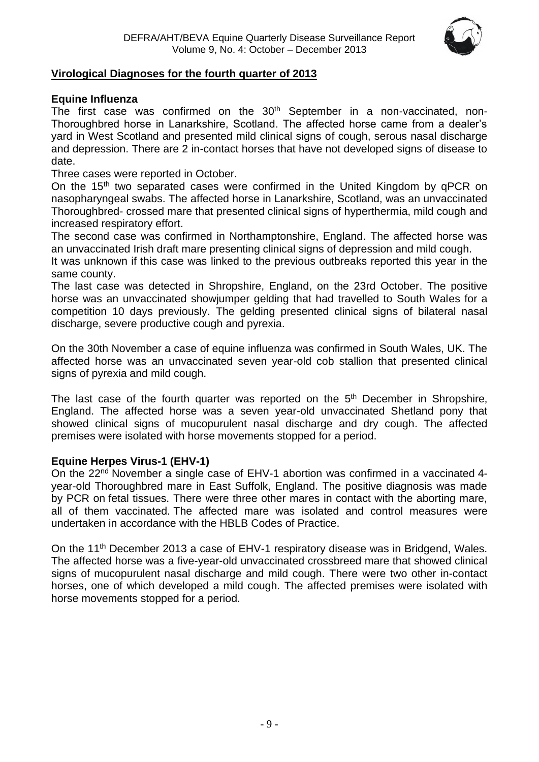## Virological Diagnoses for the fourth quarter of 2013

### Equine Influenza

The first case was confirmed on the 30th September in a non-vaccinated, non-Thoroughbred horse in Lanarkshire, Scotland. The affected horse came from a dealer's yard in West Scotland and presented mild clinical signs of cough, serous nasal discharge and depression. There are 2 in-contact horses that have not developed signs of disease to date.

Three cases were reported in October.

On the 15th two separated cases were confirmed in the United Kingdom by qPCR on nasopharyngeal swabs. The affected horse in Lanarkshire, Scotland, was an unvaccinated Thoroughbred- crossed mare that presented clinical signs of hyperthermia, mild cough and increased respiratory effort.

The second case was confirmed in Northamptonshire, England. The affected horse was an unvaccinated Irish draft mare presenting clinical signs of depression and mild cough.

It was unknown if this case was linked to the previous outbreaks reported this year in the same county.

The last case was detected in Shropshire, England, on the 23rd October. The positive horse was an unvaccinated showjumper gelding that had travelled to South Wales for a competition 10 days previously. The gelding presented clinical signs of bilateral nasal discharge, severe productive cough and pyrexia.

On the 30th November a case of equine influenza was confirmed in South Wales, UK. The affected horse was an unvaccinated seven year-old cob stallion that presented clinical signs of pyrexia and mild cough.

The last case of the fourth quarter was reported on the 5th December in Shropshire, England. The affected horse was a seven year-old unvaccinated Shetland pony that showed clinical signs of mucopurulent nasal discharge and dry cough. The affected premises were isolated with horse movements stopped for a period.

### Equine Herpes Virus-1 (EHV-1)

On the 22nd November a single case of EHV-1 abortion was confirmed in a vaccinated 4-year-old Thoroughbred mare in East Suffolk, England. The positive diagnosis was made by PCR on fetal tissues. There were three other mares in contact with the aborting mare, all of them vaccinated. The affected mare was isolated and control measures were undertaken in accordance with the HBLB Codes of Practice.

On the 11th December 2013 a case of EHV-1 respiratory disease was in Bridgend, Wales. The affected horse was a five-year-old unvaccinated crossbreed mare that showed clinical signs of mucopurulent nasal discharge and mild cough. There were two other in-contact horses, one of which developed a mild cough. The affected premises were isolated with horse movements stopped for a period.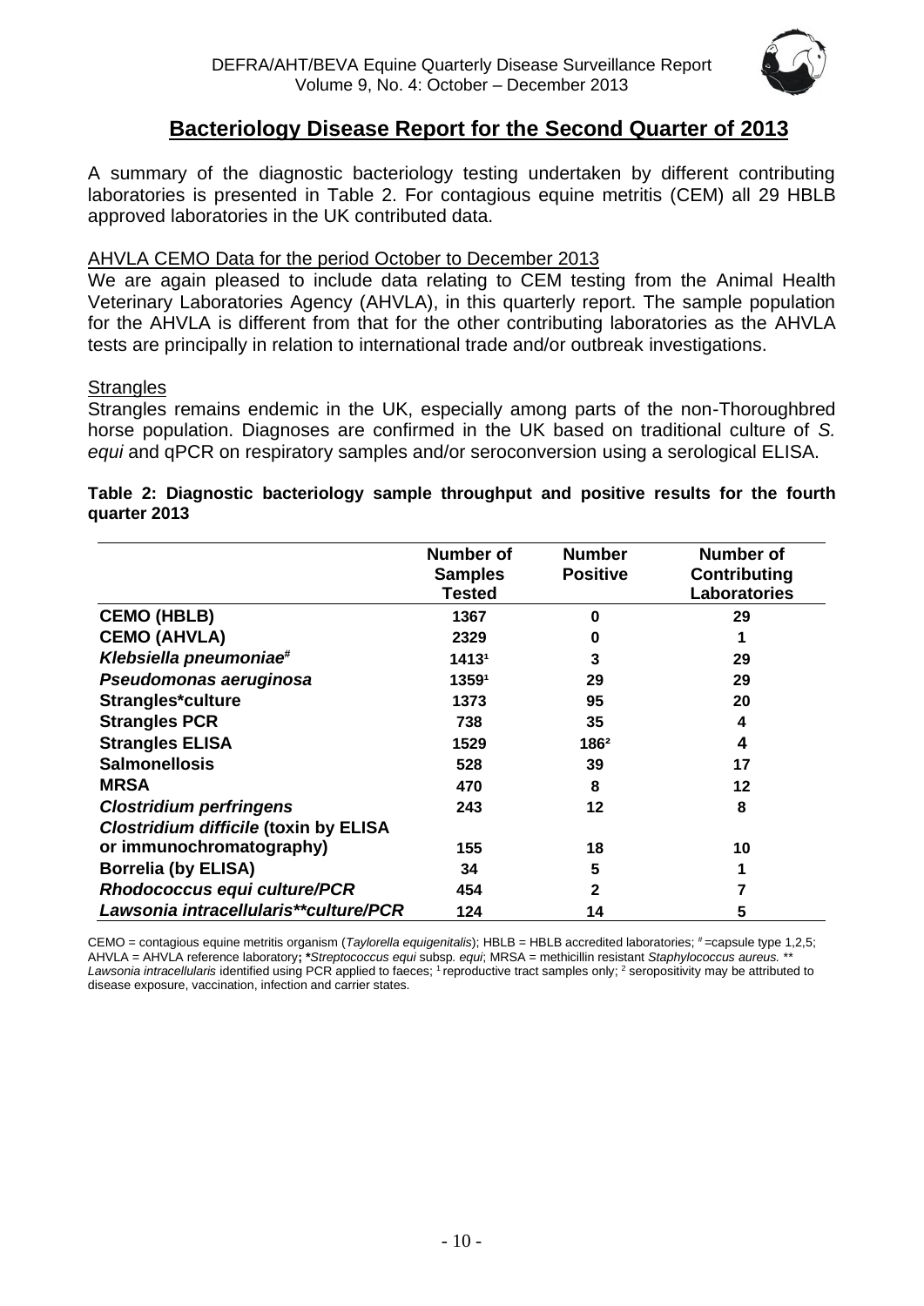## Bacteriology Disease Report for the Second Quarter of 2013

A summary of the diagnostic bacteriology testing undertaken by different contributing laboratories is presented in Table 2. For contagious equine metritis (CEM) all 29 HBLB approved laboratories in the UK contributed data.

### AHVLA CEMO Data for the period October to December 2013

We are again pleased to include data relating to CEM testing from the Animal Health Veterinary Laboratories Agency (AHVLA), in this quarterly report. The sample population for the AHVLA is different from that for the other contributing laboratories as the AHVLA tests are principally in relation to international trade and/or outbreak investigations.

### Strangles

Strangles remains endemic in the UK, especially among parts of the non-Thoroughbred horse population. Diagnoses are confirmed in the UK based on traditional culture of *S. equi* and qPCR on respiratory samples and/or seroconversion using a serological ELISA.

**Table 2: Diagnostic bacteriology sample throughput and positive results for the fourth quarter 2013**

| | Number of Samples Tested | Number Positive | Number of Contributing Laboratories |
|---|---|---|---|
| **CEMO (HBLB)** | 1367 | 0 | 29 |
| **CEMO (AHVLA)** | 2329 | 0 | 1 |
| ***Klebsiella pneumoniae*#** | 1413[1] | 3 | 29 |
| ***Pseudomonas aeruginosa*** | 1359[1] | 29 | 29 |
| **Strangles*culture** | 1373 | 95 | 20 |
| **Strangles PCR** | 738 | 35 | 4 |
| **Strangles ELISA** | 1529 | 186[2] | 4 |
| **Salmonellosis** | 528 | 39 | 17 |
| **MRSA** | 470 | 8 | 12 |
| ***Clostridium perfringens*** | 243 | 12 | 8 |
| ***Clostridium difficile* (toxin by ELISA or immunochromatography)** | 155 | 18 | 10 |
| **Borrelia (by ELISA)** | 34 | 5 | 1 |
| ***Rhodococcus equi* culture/PCR** | 454 | 2 | 7 |
| ***Lawsonia intracellularis*\*\*culture/PCR** | 124 | 14 | 5 |

CEMO = contagious equine metritis organism (*Taylorella equigenitalis*); HBLB = HBLB accredited laboratories; # =capsule type 1,2,5; AHVLA = AHVLA reference laboratory; ****Streptococcus equi* subsp. *equi*; MRSA = methicillin resistant *Staphylococcus aureus.* \*\* *Lawsonia intracellularis* identified using PCR applied to faeces; [1] reproductive tract samples only; [2] seropositivity may be attributed to disease exposure, vaccination, infection and carrier states.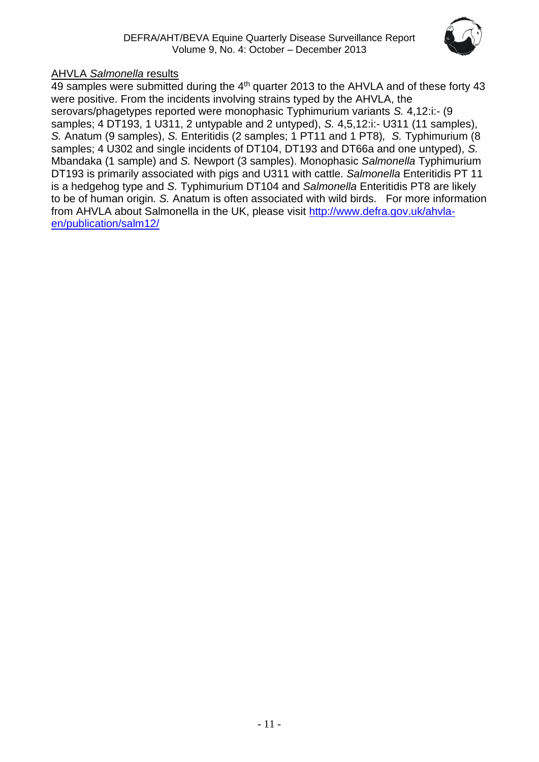## AHVLA *Salmonella* results

49 samples were submitted during the 4th quarter 2013 to the AHVLA and of these forty 43 were positive. From the incidents involving strains typed by the AHVLA, the serovars/phagetypes reported were monophasic Typhimurium variants *S.* 4,12:i:- (9 samples; 4 DT193, 1 U311, 2 untypable and 2 untyped), *S.* 4,5,12:i:- U311 (11 samples), *S.* Anatum (9 samples), *S.* Enteritidis (2 samples; 1 PT11 and 1 PT8), *S.* Typhimurium (8 samples; 4 U302 and single incidents of DT104, DT193 and DT66a and one untyped), *S.* Mbandaka (1 sample) and *S.* Newport (3 samples). Monophasic *Salmonella* Typhimurium DT193 is primarily associated with pigs and U311 with cattle. *Salmonella* Enteritidis PT 11 is a hedgehog type and *S.* Typhimurium DT104 and *Salmonella* Enteritidis PT8 are likely to be of human origin. *S.* Anatum is often associated with wild birds. For more information from AHVLA about Salmonella in the UK, please visit [http://www.defra.gov.uk/ahvla-en/publication/salm12/](http://www.defra.gov.uk/ahvla-en/publication/salm12/)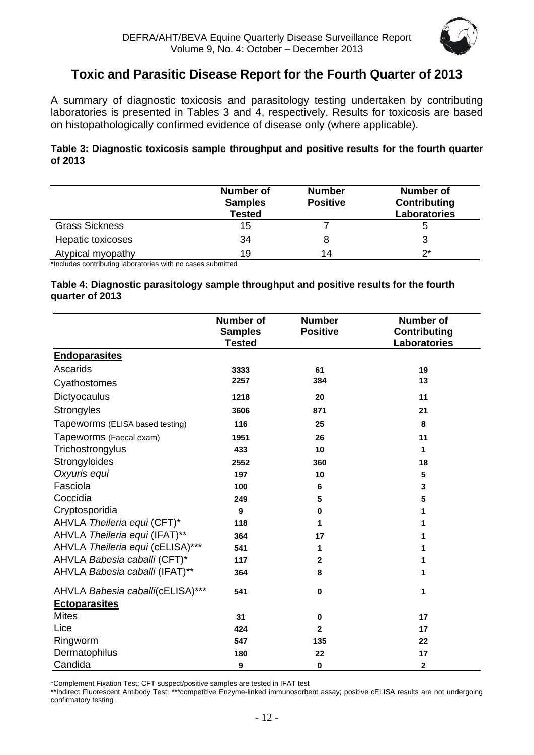## Toxic and Parasitic Disease Report for the Fourth Quarter of 2013

A summary of diagnostic toxicosis and parasitology testing undertaken by contributing laboratories is presented in Tables 3 and 4, respectively. Results for toxicosis are based on histopathologically confirmed evidence of disease only (where applicable).

**Table 3: Diagnostic toxicosis sample throughput and positive results for the fourth quarter of 2013**

| | Number of Samples Tested | Number Positive | Number of Contributing Laboratories |
|---|---|---|---|
| Grass Sickness | 15 | 7 | 5 |
| Hepatic toxicoses | 34 | 8 | 3 |
| Atypical myopathy | 19 | 14 | 2* |

*Includes contributing laboratories with no cases submitted

**Table 4: Diagnostic parasitology sample throughput and positive results for the fourth quarter of 2013**

| | Number of Samples Tested | Number Positive | Number of Contributing Laboratories |
|---|---|---|---|
| **Endoparasites** | | | |
| Ascarids | 3333 | 61 | 19 |
| Cyathostomes | 2257 | 384 | 13 |
| Dictyocaulus | 1218 | 20 | 11 |
| Strongyles | 3606 | 871 | 21 |
| Tapeworms (ELISA based testing) | 116 | 25 | 8 |
| Tapeworms (Faecal exam) | 1951 | 26 | 11 |
| Trichostrongylus | 433 | 10 | 1 |
| Strongyloides | 2552 | 360 | 18 |
| *Oxyuris equi* | 197 | 10 | 5 |
| Fasciola | 100 | 6 | 3 |
| Coccidia | 249 | 5 | 5 |
| Cryptosporidia | 9 | 0 | 1 |
| AHVLA *Theileria equi* (CFT)* | 118 | 1 | 1 |
| AHVLA *Theileria equi* (IFAT)** | 364 | 17 | 1 |
| AHVLA *Theileria equi* (cELISA)*** | 541 | 1 | 1 |
| AHVLA *Babesia caballi* (CFT)* | 117 | 2 | 1 |
| AHVLA *Babesia caballi* (IFAT)** | 364 | 8 | 1 |
| AHVLA *Babesia caballi*(cELISA)*** | 541 | 0 | 1 |
| **Ectoparasites** | | | |
| Mites | 31 | 0 | 17 |
| Lice | 424 | 2 | 17 |
| Ringworm | 547 | 135 | 22 |
| Dermatophilus | 180 | 22 | 17 |
| Candida | 9 | 0 | 2 |

*Complement Fixation Test; CFT suspect/positive samples are tested in IFAT test

**Indirect Fluorescent Antibody Test; ***competitive Enzyme-linked immunosorbent assay; positive cELISA results are not undergoing confirmatory testing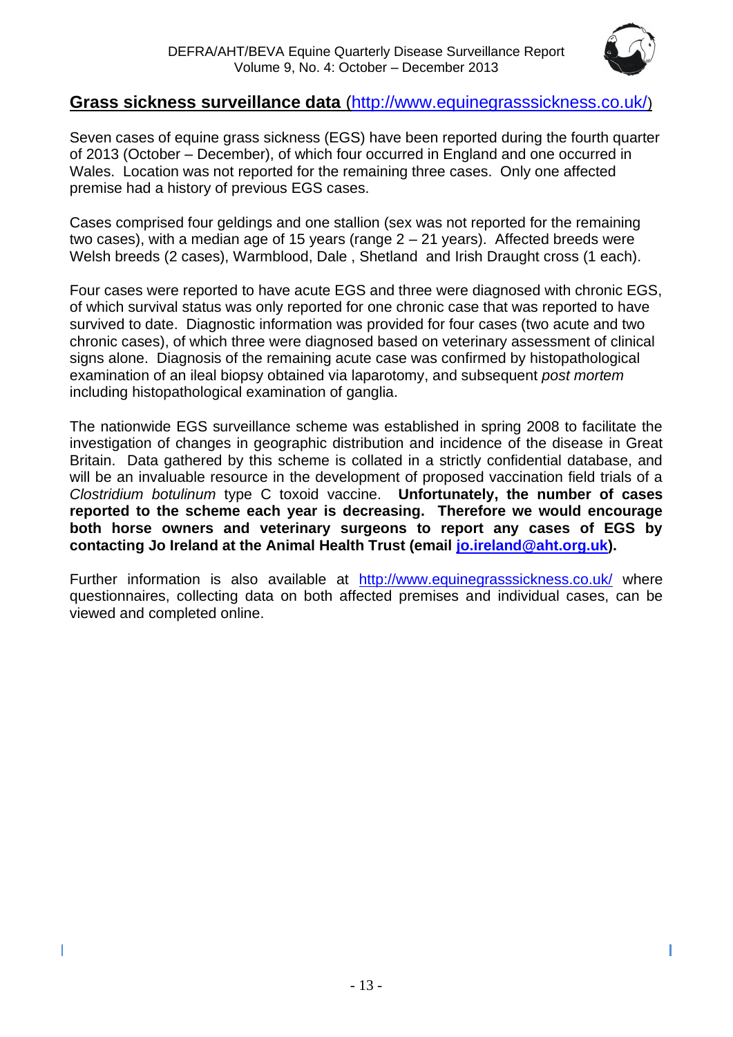## Grass sickness surveillance data (http://www.equinegrasssickness.co.uk/)

Seven cases of equine grass sickness (EGS) have been reported during the fourth quarter of 2013 (October – December), of which four occurred in England and one occurred in Wales. Location was not reported for the remaining three cases. Only one affected premise had a history of previous EGS cases.

Cases comprised four geldings and one stallion (sex was not reported for the remaining two cases), with a median age of 15 years (range 2 – 21 years). Affected breeds were Welsh breeds (2 cases), Warmblood, Dale , Shetland and Irish Draught cross (1 each).

Four cases were reported to have acute EGS and three were diagnosed with chronic EGS, of which survival status was only reported for one chronic case that was reported to have survived to date. Diagnostic information was provided for four cases (two acute and two chronic cases), of which three were diagnosed based on veterinary assessment of clinical signs alone. Diagnosis of the remaining acute case was confirmed by histopathological examination of an ileal biopsy obtained via laparotomy, and subsequent *post mortem* including histopathological examination of ganglia.

The nationwide EGS surveillance scheme was established in spring 2008 to facilitate the investigation of changes in geographic distribution and incidence of the disease in Great Britain. Data gathered by this scheme is collated in a strictly confidential database, and will be an invaluable resource in the development of proposed vaccination field trials of a *Clostridium botulinum* type C toxoid vaccine. **Unfortunately, the number of cases reported to the scheme each year is decreasing. Therefore we would encourage both horse owners and veterinary surgeons to report any cases of EGS by contacting Jo Ireland at the Animal Health Trust (email jo.ireland@aht.org.uk).**

Further information is also available at http://www.equinegrasssickness.co.uk/ where questionnaires, collecting data on both affected premises and individual cases, can be viewed and completed online.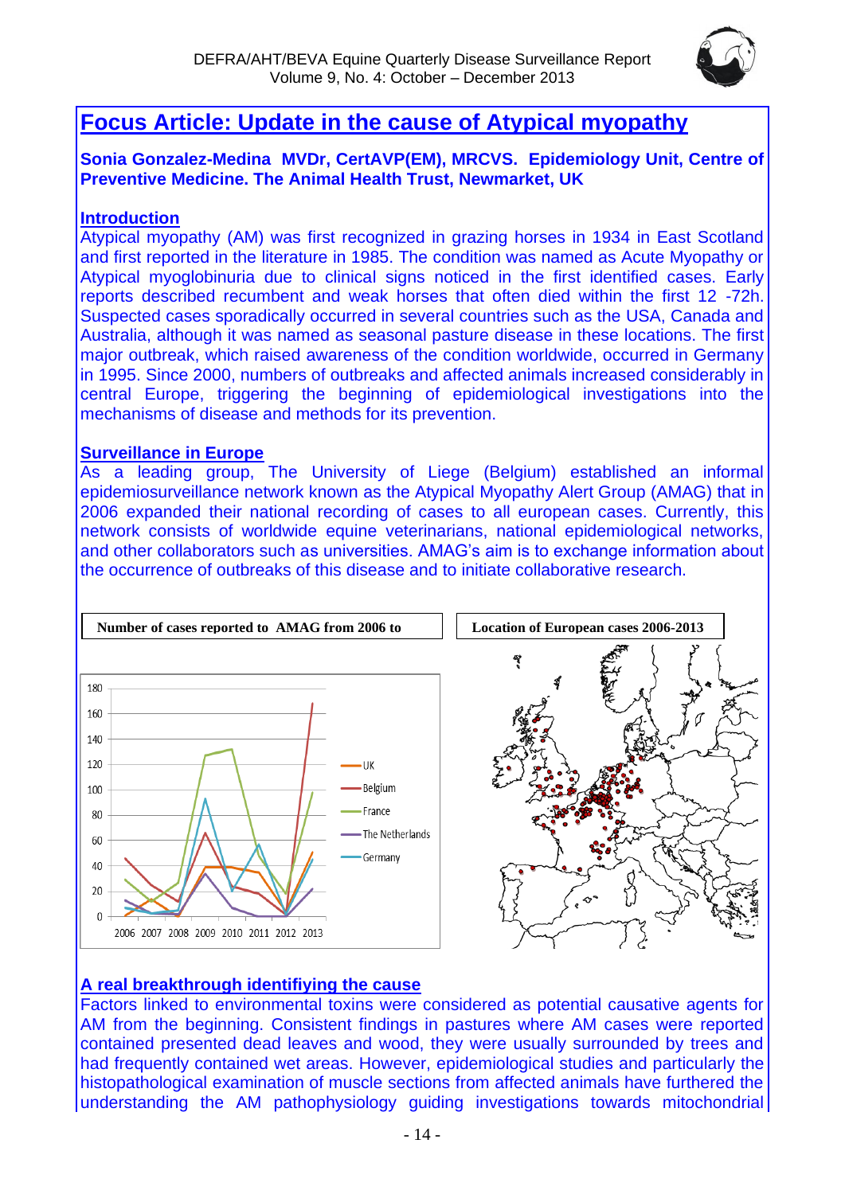# Focus Article: Update in the cause of Atypical myopathy

**Sonia Gonzalez-Medina MVDr, CertAVP(EM), MRCVS. Epidemiology Unit, Centre of Preventive Medicine. The Animal Health Trust, Newmarket, UK**

## Introduction

Atypical myopathy (AM) was first recognized in grazing horses in 1934 in East Scotland and first reported in the literature in 1985. The condition was named as Acute Myopathy or Atypical myoglobinuria due to clinical signs noticed in the first identified cases. Early reports described recumbent and weak horses that often died within the first 12 -72h. Suspected cases sporadically occurred in several countries such as the USA, Canada and Australia, although it was named as seasonal pasture disease in these locations. The first major outbreak, which raised awareness of the condition worldwide, occurred in Germany in 1995. Since 2000, numbers of outbreaks and affected animals increased considerably in central Europe, triggering the beginning of epidemiological investigations into the mechanisms of disease and methods for its prevention.

## Surveillance in Europe

As a leading group, The University of Liege (Belgium) established an informal epidemiosurveillance network known as the Atypical Myopathy Alert Group (AMAG) that in 2006 expanded their national recording of cases to all european cases. Currently, this network consists of worldwide equine veterinarians, national epidemiological networks, and other collaborators such as universities. AMAG's aim is to exchange information about the occurrence of outbreaks of this disease and to initiate collaborative research.

**Number of cases reported to AMAG from 2006 to**

**Location of European cases 2006-2013**

## A real breakthrough identifiying the cause

Factors linked to environmental toxins were considered as potential causative agents for AM from the beginning. Consistent findings in pastures where AM cases were reported contained presented dead leaves and wood, they were usually surrounded by trees and had frequently contained wet areas. However, epidemiological studies and particularly the histopathological examination of muscle sections from affected animals have furthered the understanding the AM pathophysiology guiding investigations towards mitochondrial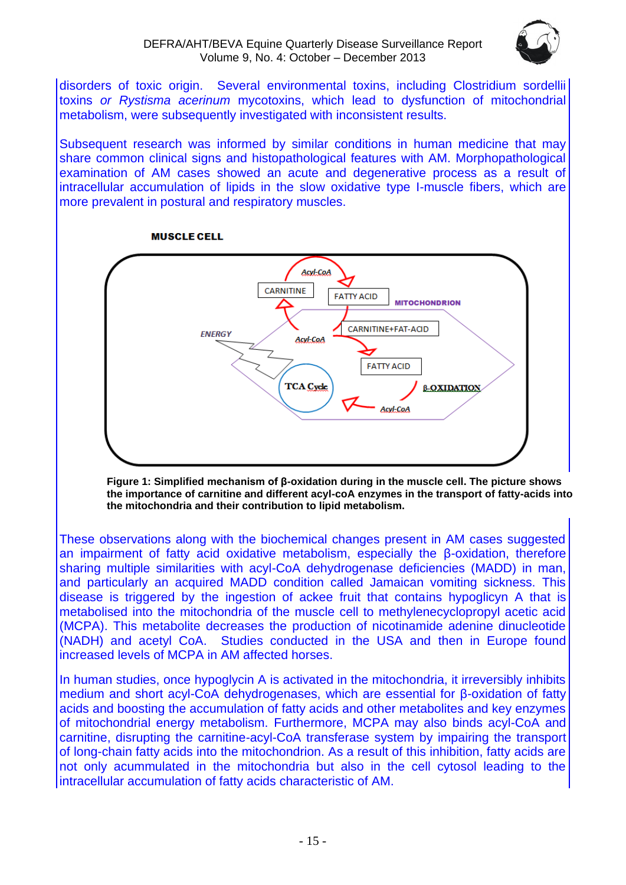disorders of toxic origin. Several environmental toxins, including Clostridium sordellii toxins *or Rystisma acerinum* mycotoxins, which lead to dysfunction of mitochondrial metabolism, were subsequently investigated with inconsistent results.

Subsequent research was informed by similar conditions in human medicine that may share common clinical signs and histopathological features with AM. Morphopathological examination of AM cases showed an acute and degenerative process as a result of intracellular accumulation of lipids in the slow oxidative type I-muscle fibers, which are more prevalent in postural and respiratory muscles.

**MUSCLE CELL**

ENERGY

CARNITINE

Acyl-CoA

FATTY ACID

MITOCHONDRION

Acyl-CoA

CARNITINE+FAT-ACID

FATTY ACID

TCA Cycle

β-OXIDATION

Acyl-CoA

**Figure 1: Simplified mechanism of β-oxidation during in the muscle cell. The picture shows the importance of carnitine and different acyl-coA enzymes in the transport of fatty-acids into the mitochondria and their contribution to lipid metabolism.**

These observations along with the biochemical changes present in AM cases suggested an impairment of fatty acid oxidative metabolism, especially the β-oxidation, therefore sharing multiple similarities with acyl-CoA dehydrogenase deficiencies (MADD) in man, and particularly an acquired MADD condition called Jamaican vomiting sickness. This disease is triggered by the ingestion of ackee fruit that contains hypoglicyn A that is metabolised into the mitochondria of the muscle cell to methylenecyclopropyl acetic acid (MCPA). This metabolite decreases the production of nicotinamide adenine dinucleotide (NADH) and acetyl CoA. Studies conducted in the USA and then in Europe found increased levels of MCPA in AM affected horses.

In human studies, once hypoglycin A is activated in the mitochondria, it irreversibly inhibits medium and short acyl-CoA dehydrogenases, which are essential for β-oxidation of fatty acids and boosting the accumulation of fatty acids and other metabolites and key enzymes of mitochondrial energy metabolism. Furthermore, MCPA may also binds acyl-CoA and carnitine, disrupting the carnitine-acyl-CoA transferase system by impairing the transport of long-chain fatty acids into the mitochondrion. As a result of this inhibition, fatty acids are not only acummulated in the mitochondria but also in the cell cytosol leading to the intracellular accumulation of fatty acids characteristic of AM.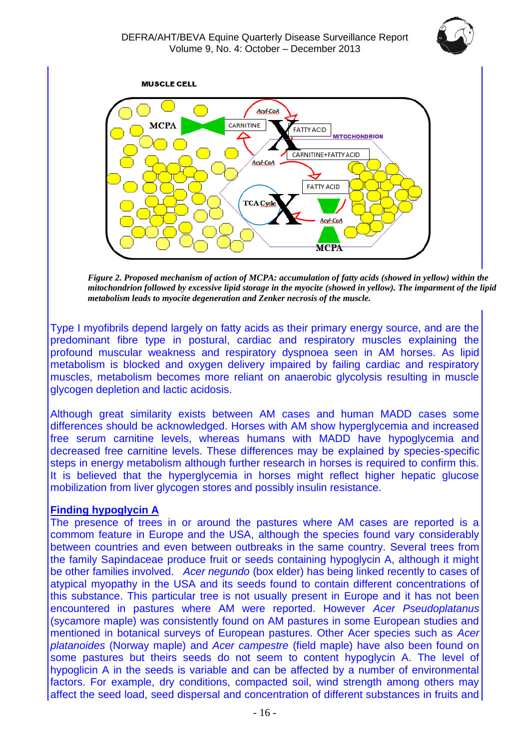MUSCLE CELL

MCPA | CARNITINE | Acyl-CoA | FATTY ACID | MITOCHONDRION | CARNITINE+FATTY ACID | Acyl-CoA | FATTY ACID | TCA Cycle | Acyl-CoA | MCPA

*Figure 2. Proposed mechanism of action of MCPA: accumulation of fatty acids (showed in yellow) within the mitochondrion followed by excessive lipid storage in the myocite (showed in yellow). The impartment of the lipid metabolism leads to myocite degeneration and Zenker necrosis of the muscle.*

Type I myofibrils depend largely on fatty acids as their primary energy source, and are the predominant fibre type in postural, cardiac and respiratory muscles explaining the profound muscular weakness and respiratory dyspnoea seen in AM horses. As lipid metabolism is blocked and oxygen delivery impaired by failing cardiac and respiratory muscles, metabolism becomes more reliant on anaerobic glycolysis resulting in muscle glycogen depletion and lactic acidosis.

Although great similarity exists between AM cases and human MADD cases some differences should be acknowledged. Horses with AM show hyperglycemia and increased free serum carnitine levels, whereas humans with MADD have hypoglycemia and decreased free carnitine levels. These differences may be explained by species-specific steps in energy metabolism although further research in horses is required to confirm this. It is believed that the hyperglycemia in horses might reflect higher hepatic glucose mobilization from liver glycogen stores and possibly insulin resistance.

**Finding hypoglycin A**

The presence of trees in or around the pastures where AM cases are reported is a commom feature in Europe and the USA, although the species found vary considerably between countries and even between outbreaks in the same country. Several trees from the family Sapindaceae produce fruit or seeds containing hypoglycin A, although it might be other families involved. *Acer negundo* (box elder) has being linked recently to cases of atypical myopathy in the USA and its seeds found to contain different concentrations of this substance. This particular tree is not usually present in Europe and it has not been encountered in pastures where AM were reported. However *Acer Pseudoplatanus* (sycamore maple) was consistently found on AM pastures in some European studies and mentioned in botanical surveys of European pastures. Other Acer species such as *Acer platanoides* (Norway maple) and *Acer campestre* (field maple) have also been found on some pastures but theirs seeds do not seem to content hypoglycin A. The level of hypoglicin A in the seeds is variable and can be affected by a number of environmental factors. For example, dry conditions, compacted soil, wind strength among others may affect the seed load, seed dispersal and concentration of different substances in fruits and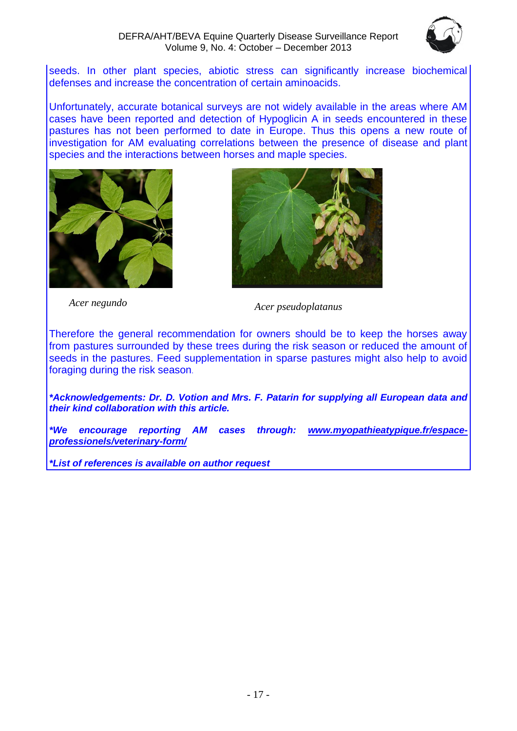seeds. In other plant species, abiotic stress can significantly increase biochemical defenses and increase the concentration of certain aminoacids.

Unfortunately, accurate botanical surveys are not widely available in the areas where AM cases have been reported and detection of Hypoglicin A in seeds encountered in these pastures has not been performed to date in Europe. Thus this opens a new route of investigation for AM evaluating correlations between the presence of disease and plant species and the interactions between horses and maple species.

*Acer negundo*

*Acer pseudoplatanus*

Therefore the general recommendation for owners should be to keep the horses away from pastures surrounded by these trees during the risk season or reduced the amount of seeds in the pastures. Feed supplementation in sparse pastures might also help to avoid foraging during the risk season.

***Acknowledgements: Dr. D. Votion and Mrs. F. Patarin for supplying all European data and their kind collaboration with this article.***

***We encourage reporting AM cases through: www.myopathieatypique.fr/espace-professionels/veterinary-form/***

***List of references is available on author request***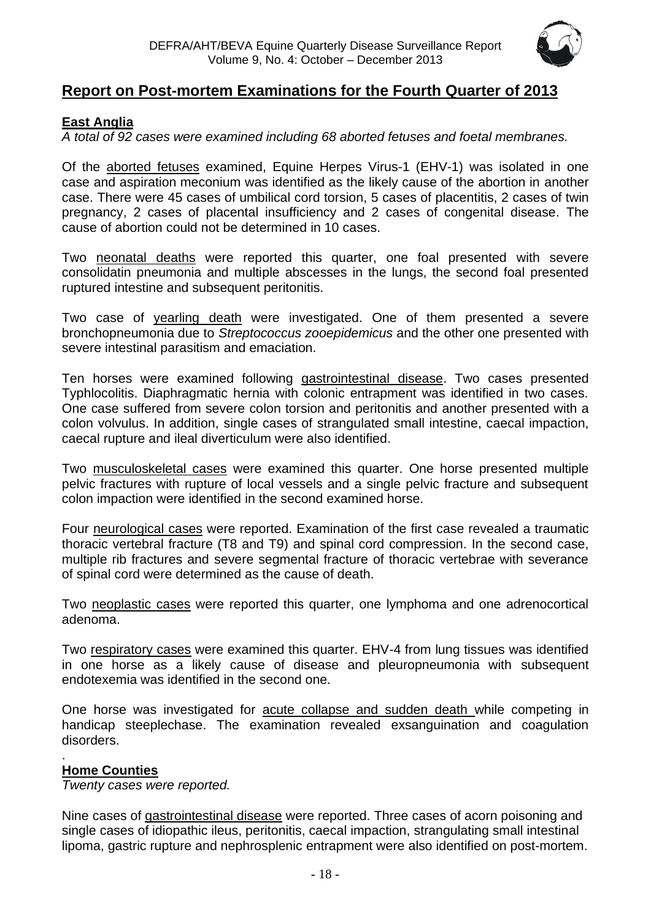## Report on Post-mortem Examinations for the Fourth Quarter of 2013

### East Anglia

*A total of 92 cases were examined including 68 aborted fetuses and foetal membranes.*

Of the aborted fetuses examined, Equine Herpes Virus-1 (EHV-1) was isolated in one case and aspiration meconium was identified as the likely cause of the abortion in another case. There were 45 cases of umbilical cord torsion, 5 cases of placentitis, 2 cases of twin pregnancy, 2 cases of placental insufficiency and 2 cases of congenital disease. The cause of abortion could not be determined in 10 cases.

Two neonatal deaths were reported this quarter, one foal presented with severe consolidatin pneumonia and multiple abscesses in the lungs, the second foal presented ruptured intestine and subsequent peritonitis.

Two case of yearling death were investigated. One of them presented a severe bronchopneumonia due to *Streptococcus zooepidemicus* and the other one presented with severe intestinal parasitism and emaciation.

Ten horses were examined following gastrointestinal disease. Two cases presented Typhlocolitis. Diaphragmatic hernia with colonic entrapment was identified in two cases. One case suffered from severe colon torsion and peritonitis and another presented with a colon volvulus. In addition, single cases of strangulated small intestine, caecal impaction, caecal rupture and ileal diverticulum were also identified.

Two musculoskeletal cases were examined this quarter. One horse presented multiple pelvic fractures with rupture of local vessels and a single pelvic fracture and subsequent colon impaction were identified in the second examined horse.

Four neurological cases were reported. Examination of the first case revealed a traumatic thoracic vertebral fracture (T8 and T9) and spinal cord compression. In the second case, multiple rib fractures and severe segmental fracture of thoracic vertebrae with severance of spinal cord were determined as the cause of death.

Two neoplastic cases were reported this quarter, one lymphoma and one adrenocortical adenoma.

Two respiratory cases were examined this quarter. EHV-4 from lung tissues was identified in one horse as a likely cause of disease and pleuropneumonia with subsequent endotexemia was identified in the second one.

One horse was investigated for acute collapse and sudden death while competing in handicap steeplechase. The examination revealed exsanguination and coagulation disorders.

.

### Home Counties

*Twenty cases were reported.*

Nine cases of gastrointestinal disease were reported. Three cases of acorn poisoning and single cases of idiopathic ileus, peritonitis, caecal impaction, strangulating small intestinal lipoma, gastric rupture and nephrosplenic entrapment were also identified on post-mortem.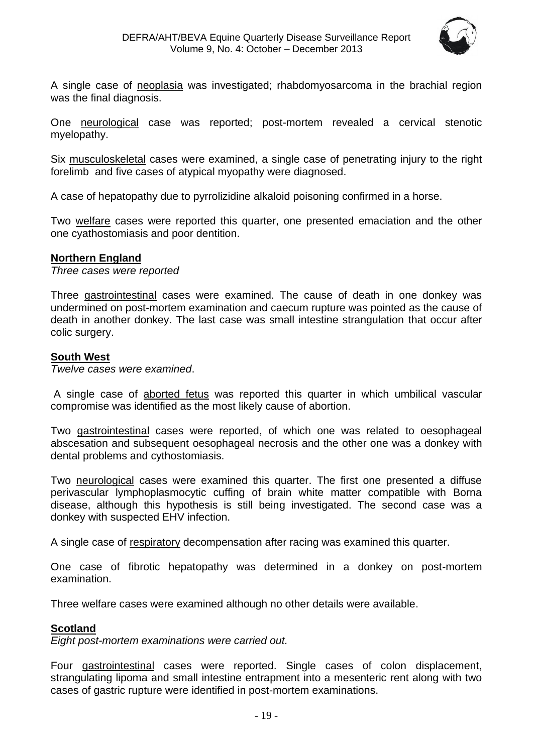A single case of neoplasia was investigated; rhabdomyosarcoma in the brachial region was the final diagnosis.

One neurological case was reported; post-mortem revealed a cervical stenotic myelopathy.

Six musculoskeletal cases were examined, a single case of penetrating injury to the right forelimb and five cases of atypical myopathy were diagnosed.

A case of hepatopathy due to pyrrolizidine alkaloid poisoning confirmed in a horse.

Two welfare cases were reported this quarter, one presented emaciation and the other one cyathostomiasis and poor dentition.

## Northern England

*Three cases were reported*

Three gastrointestinal cases were examined. The cause of death in one donkey was undermined on post-mortem examination and caecum rupture was pointed as the cause of death in another donkey. The last case was small intestine strangulation that occur after colic surgery.

## South West

*Twelve cases were examined*.

A single case of aborted fetus was reported this quarter in which umbilical vascular compromise was identified as the most likely cause of abortion.

Two gastrointestinal cases were reported, of which one was related to oesophageal abscesation and subsequent oesophageal necrosis and the other one was a donkey with dental problems and cythostomiasis.

Two neurological cases were examined this quarter. The first one presented a diffuse perivascular lymphoplasmocytic cuffing of brain white matter compatible with Borna disease, although this hypothesis is still being investigated. The second case was a donkey with suspected EHV infection.

A single case of respiratory decompensation after racing was examined this quarter.

One case of fibrotic hepatopathy was determined in a donkey on post-mortem examination.

Three welfare cases were examined although no other details were available.

## Scotland

*Eight post-mortem examinations were carried out.*

Four gastrointestinal cases were reported. Single cases of colon displacement, strangulating lipoma and small intestine entrapment into a mesenteric rent along with two cases of gastric rupture were identified in post-mortem examinations.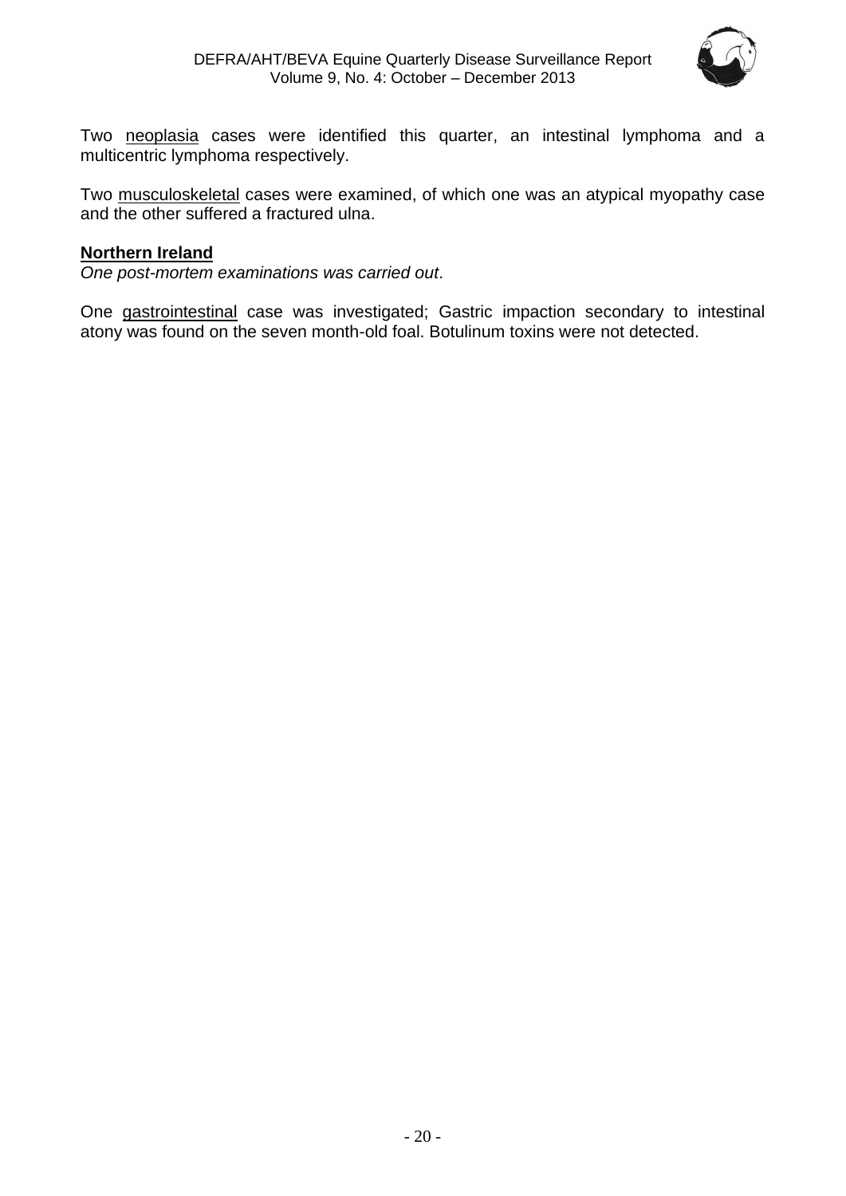Two neoplasia cases were identified this quarter, an intestinal lymphoma and a multicentric lymphoma respectively.

Two musculoskeletal cases were examined, of which one was an atypical myopathy case and the other suffered a fractured ulna.

**Northern Ireland**

*One post-mortem examinations was carried out*.

One gastrointestinal case was investigated; Gastric impaction secondary to intestinal atony was found on the seven month-old foal. Botulinum toxins were not detected.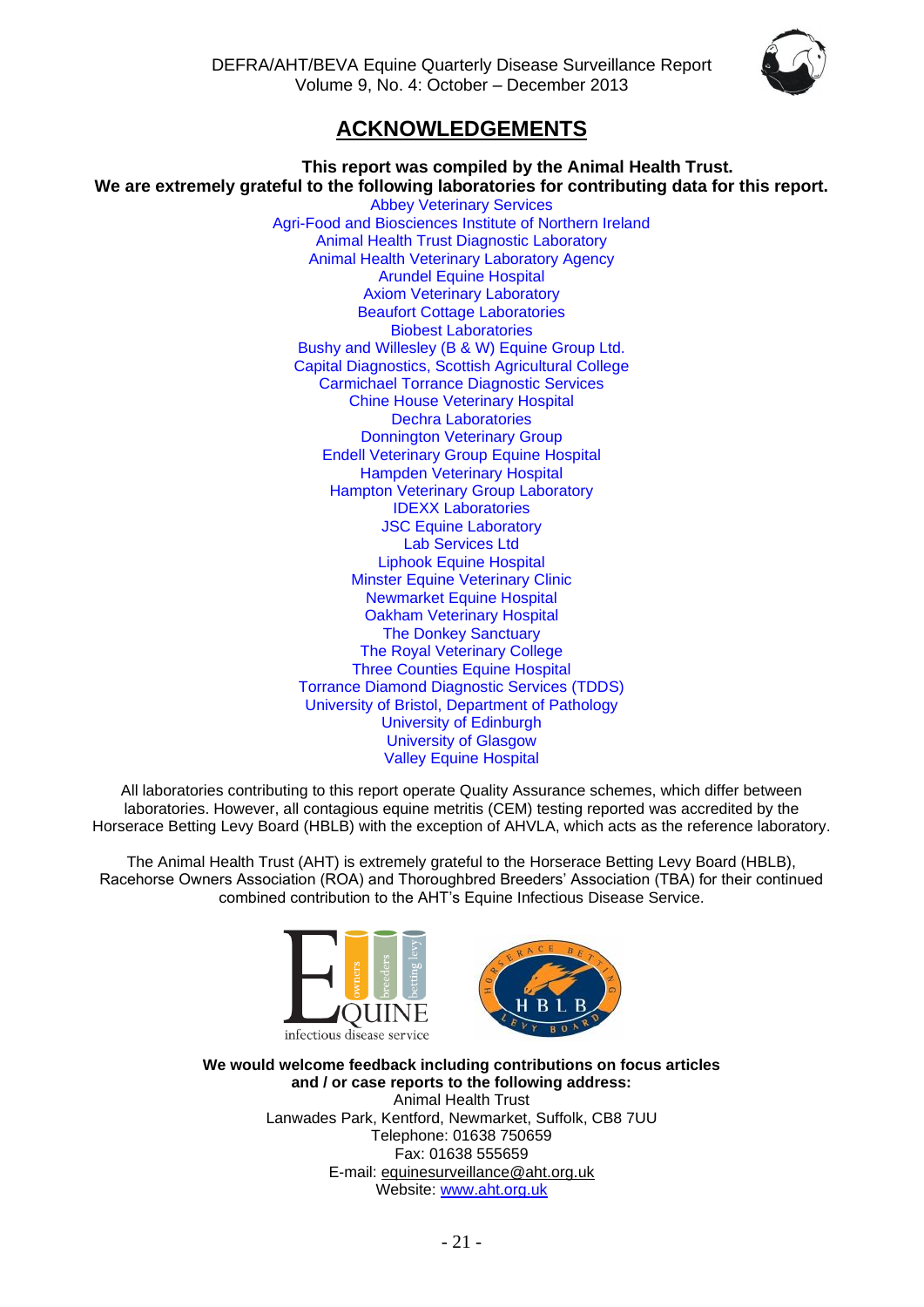# ACKNOWLEDGEMENTS

**This report was compiled by the Animal Health Trust.**
**We are extremely grateful to the following laboratories for contributing data for this report.**

Abbey Veterinary Services
Agri-Food and Biosciences Institute of Northern Ireland
Animal Health Trust Diagnostic Laboratory
Animal Health Veterinary Laboratory Agency
Arundel Equine Hospital
Axiom Veterinary Laboratory
Beaufort Cottage Laboratories
Biobest Laboratories
Bushy and Willesley (B & W) Equine Group Ltd.
Capital Diagnostics, Scottish Agricultural College
Carmichael Torrance Diagnostic Services
Chine House Veterinary Hospital
Dechra Laboratories
Donnington Veterinary Group
Endell Veterinary Group Equine Hospital
Hampden Veterinary Hospital
Hampton Veterinary Group Laboratory
IDEXX Laboratories
JSC Equine Laboratory
Lab Services Ltd
Liphook Equine Hospital
Minster Equine Veterinary Clinic
Newmarket Equine Hospital
Oakham Veterinary Hospital
The Donkey Sanctuary
The Royal Veterinary College
Three Counties Equine Hospital
Torrance Diamond Diagnostic Services (TDDS)
University of Bristol, Department of Pathology
University of Edinburgh
University of Glasgow
Valley Equine Hospital

All laboratories contributing to this report operate Quality Assurance schemes, which differ between laboratories. However, all contagious equine metritis (CEM) testing reported was accredited by the Horserace Betting Levy Board (HBLB) with the exception of AHVLA, which acts as the reference laboratory.

The Animal Health Trust (AHT) is extremely grateful to the Horserace Betting Levy Board (HBLB), Racehorse Owners Association (ROA) and Thoroughbred Breeders' Association (TBA) for their continued combined contribution to the AHT's Equine Infectious Disease Service.

**We would welcome feedback including contributions on focus articles and / or case reports to the following address:**

Animal Health Trust
Lanwades Park, Kentford, Newmarket, Suffolk, CB8 7UU
Telephone: 01638 750659
Fax: 01638 555659
E-mail: equinesurveillance@aht.org.uk
Website: www.aht.org.uk